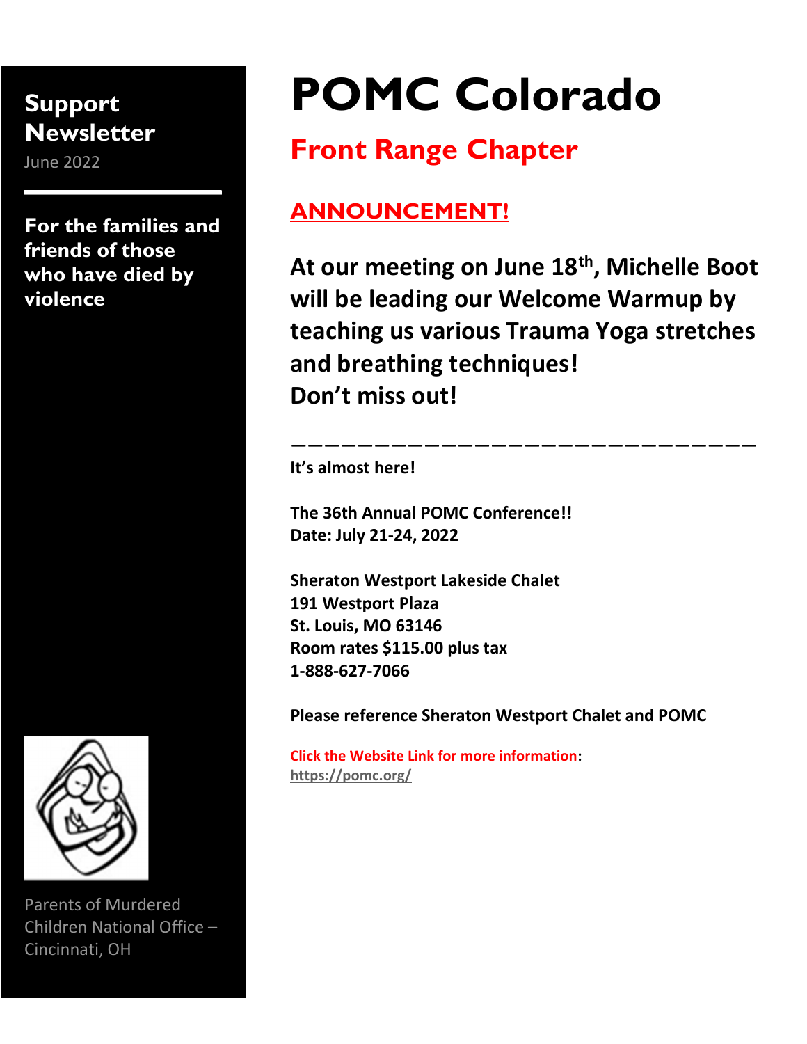**Support Newsletter**

June 2022

**For the families and friends of those who have died by violence**

Parents of Murdered Children National Office – Cincinnati, OH

# POMC Colorado

## Front Range Chapter

## ANNOUNCEMENT!

**At our meeting on June 18th, Michelle Boot will be leading our Welcome Warmup by teaching us various Trauma Yoga stretches and breathing techniques!**
**Don't miss out!**

---

**It's almost here!**

**The 36th Annual POMC Conference!!**
**Date: July 21-24, 2022**

**Sheraton Westport Lakeside Chalet**
**191 Westport Plaza**
**St. Louis, MO 63146**
**Room rates $115.00 plus tax**
**1-888-627-7066**

**Please reference Sheraton Westport Chalet and POMC**

**Click the Website Link for more information**:
https://pomc.org/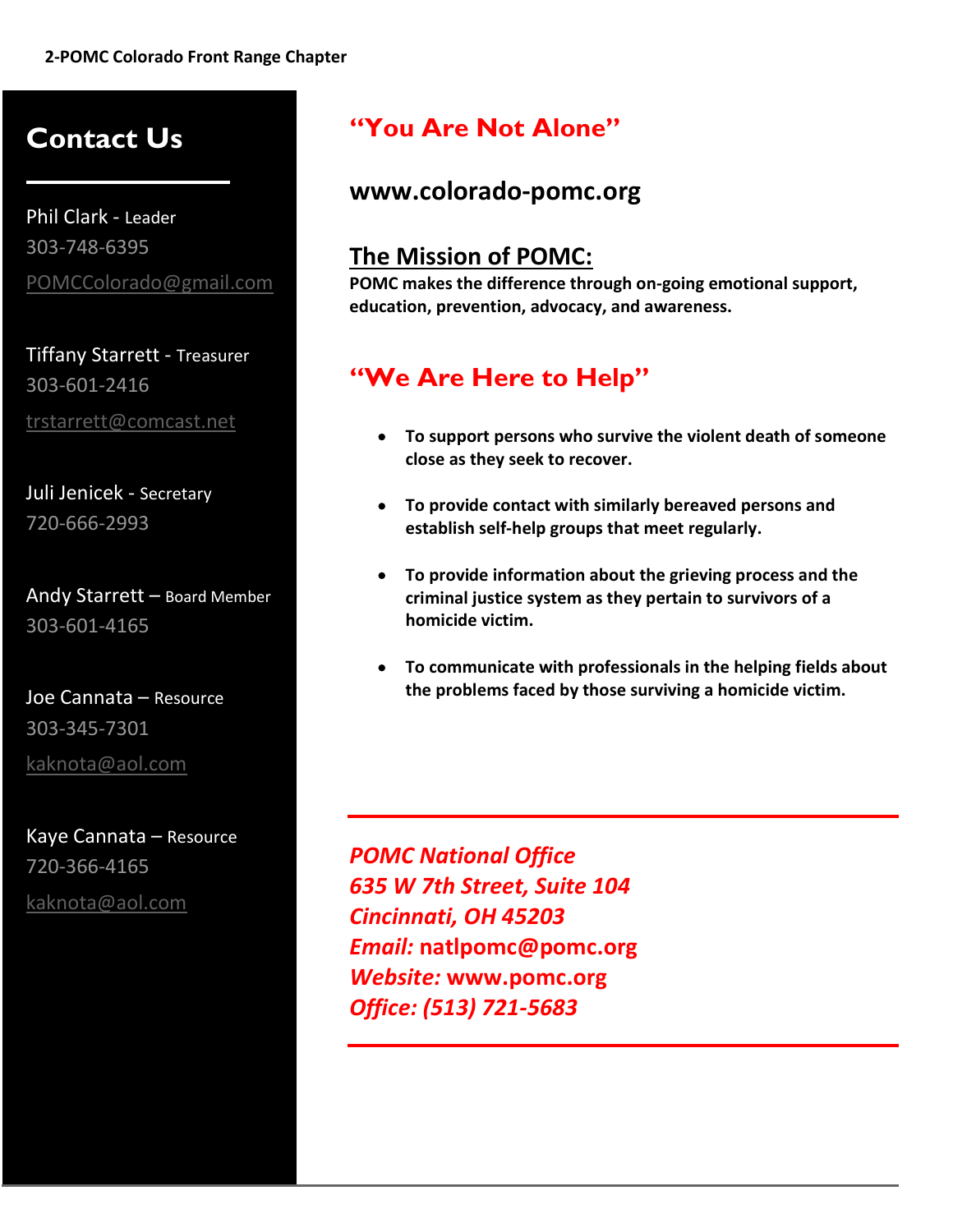## Contact Us

Phil Clark - Leader
303-748-6395
POMCColorado@gmail.com

Tiffany Starrett - Treasurer
303-601-2416
trstarrett@comcast.net

Juli Jenicek - Secretary
720-666-2993

Andy Starrett – Board Member
303-601-4165

Joe Cannata – Resource
303-345-7301
kaknota@aol.com

Kaye Cannata – Resource
720-366-4165
kaknota@aol.com

## "You Are Not Alone"

**www.colorado-pomc.org**

## The Mission of POMC:

**POMC makes the difference through on-going emotional support, education, prevention, advocacy, and awareness.**

## "We Are Here to Help"

- **To support persons who survive the violent death of someone close as they seek to recover.**
- **To provide contact with similarly bereaved persons and establish self-help groups that meet regularly.**
- **To provide information about the grieving process and the criminal justice system as they pertain to survivors of a homicide victim.**
- **To communicate with professionals in the helping fields about the problems faced by those surviving a homicide victim.**

---

***POMC National Office***
***635 W 7th Street, Suite 104***
***Cincinnati, OH 45203***
***Email:*** **natlpomc@pomc.org**
***Website:*** **www.pomc.org**
***Office: (513) 721-5683***

---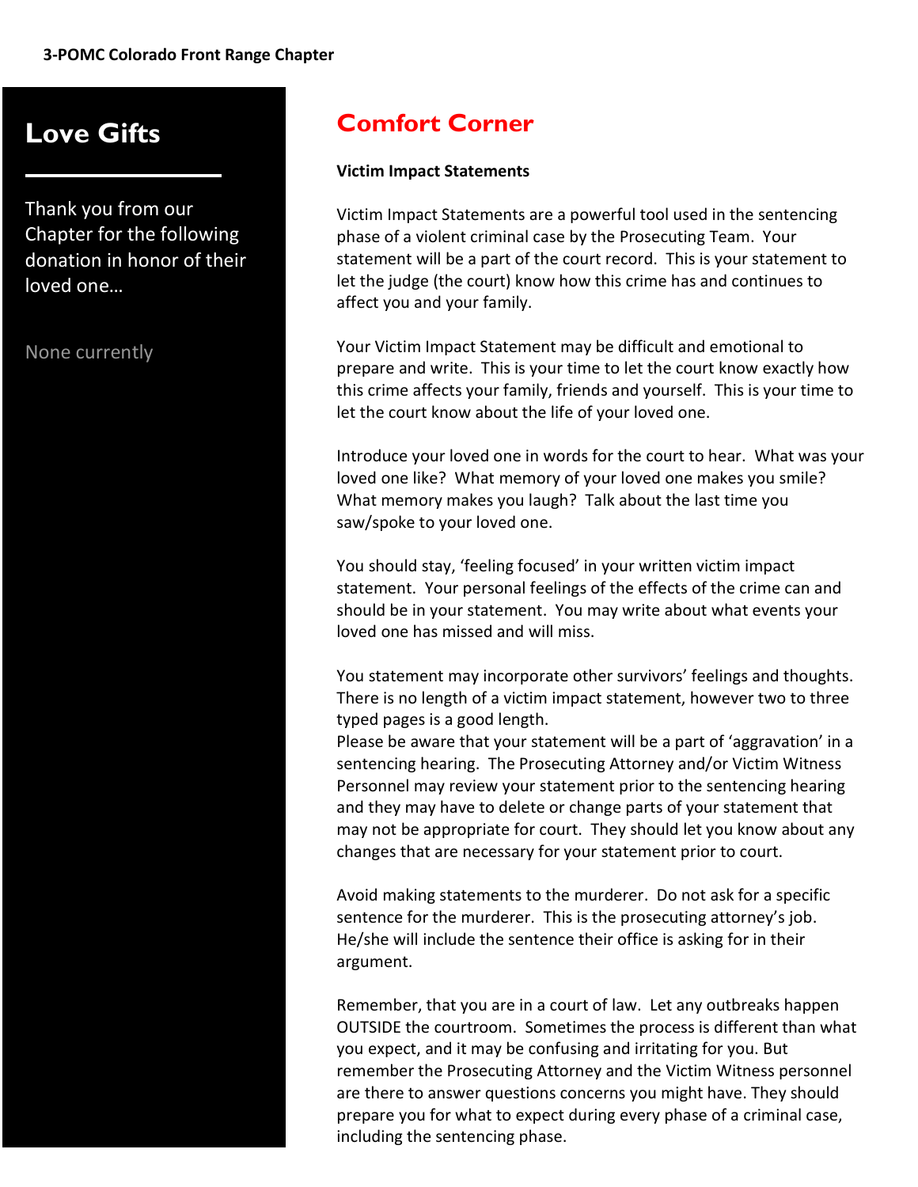## Love Gifts

Thank you from our Chapter for the following donation in honor of their loved one…

None currently

## Comfort Corner

**Victim Impact Statements**

Victim Impact Statements are a powerful tool used in the sentencing phase of a violent criminal case by the Prosecuting Team. Your statement will be a part of the court record. This is your statement to let the judge (the court) know how this crime has and continues to affect you and your family.

Your Victim Impact Statement may be difficult and emotional to prepare and write. This is your time to let the court know exactly how this crime affects your family, friends and yourself. This is your time to let the court know about the life of your loved one.

Introduce your loved one in words for the court to hear. What was your loved one like? What memory of your loved one makes you smile? What memory makes you laugh? Talk about the last time you saw/spoke to your loved one.

You should stay, 'feeling focused' in your written victim impact statement. Your personal feelings of the effects of the crime can and should be in your statement. You may write about what events your loved one has missed and will miss.

You statement may incorporate other survivors' feelings and thoughts. There is no length of a victim impact statement, however two to three typed pages is a good length.
Please be aware that your statement will be a part of 'aggravation' in a sentencing hearing. The Prosecuting Attorney and/or Victim Witness Personnel may review your statement prior to the sentencing hearing and they may have to delete or change parts of your statement that may not be appropriate for court. They should let you know about any changes that are necessary for your statement prior to court.

Avoid making statements to the murderer. Do not ask for a specific sentence for the murderer. This is the prosecuting attorney's job. He/she will include the sentence their office is asking for in their argument.

Remember, that you are in a court of law. Let any outbreaks happen OUTSIDE the courtroom. Sometimes the process is different than what you expect, and it may be confusing and irritating for you. But remember the Prosecuting Attorney and the Victim Witness personnel are there to answer questions concerns you might have. They should prepare you for what to expect during every phase of a criminal case, including the sentencing phase.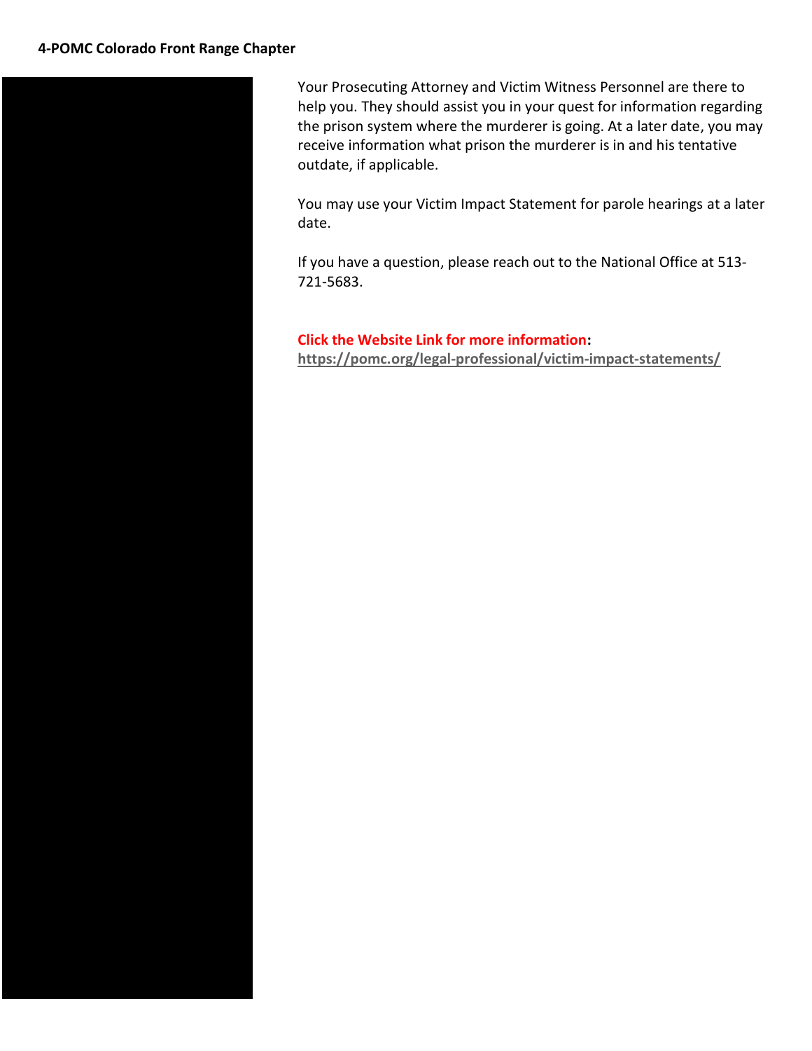Your Prosecuting Attorney and Victim Witness Personnel are there to help you. They should assist you in your quest for information regarding the prison system where the murderer is going. At a later date, you may receive information what prison the murderer is in and his tentative outdate, if applicable.

You may use your Victim Impact Statement for parole hearings at a later date.

If you have a question, please reach out to the National Office at 513-721-5683.

**Click the Website Link for more information:**
**https://pomc.org/legal-professional/victim-impact-statements/**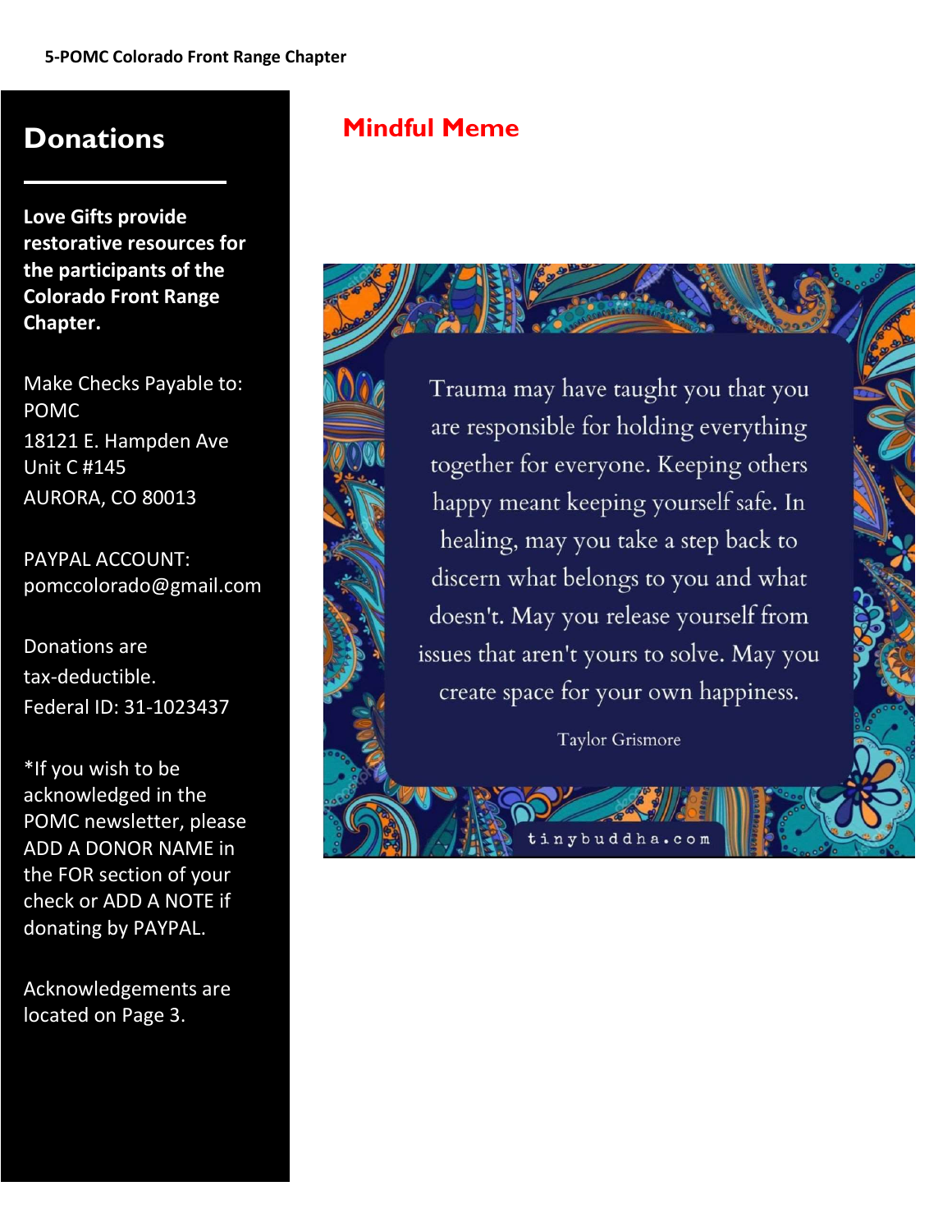## Donations

**Love Gifts provide restorative resources for the participants of the Colorado Front Range Chapter.**

Make Checks Payable to:
POMC
18121 E. Hampden Ave
Unit C #145
AURORA, CO 80013

PAYPAL ACCOUNT:
pomccolorado@gmail.com

Donations are tax-deductible.
Federal ID: 31-1023437

*If you wish to be acknowledged in the POMC newsletter, please ADD A DONOR NAME in the FOR section of your check or ADD A NOTE if donating by PAYPAL.

Acknowledgements are located on Page 3.

## Mindful Meme

Trauma may have taught you that you are responsible for holding everything together for everyone. Keeping others happy meant keeping yourself safe. In healing, may you take a step back to discern what belongs to you and what doesn't. May you release yourself from issues that aren't yours to solve. May you create space for your own happiness.

Taylor Grismore

tinybuddha.com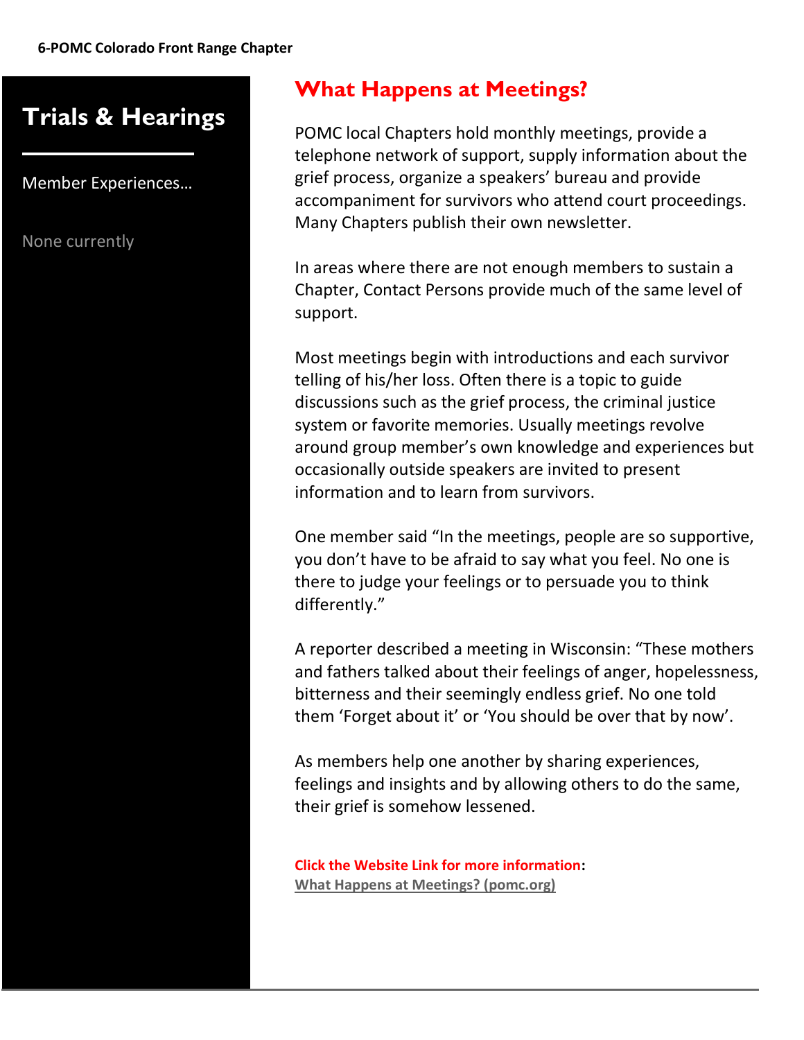## Trials & Hearings

Member Experiences…

None currently

## What Happens at Meetings?

POMC local Chapters hold monthly meetings, provide a telephone network of support, supply information about the grief process, organize a speakers' bureau and provide accompaniment for survivors who attend court proceedings. Many Chapters publish their own newsletter.

In areas where there are not enough members to sustain a Chapter, Contact Persons provide much of the same level of support.

Most meetings begin with introductions and each survivor telling of his/her loss. Often there is a topic to guide discussions such as the grief process, the criminal justice system or favorite memories. Usually meetings revolve around group member's own knowledge and experiences but occasionally outside speakers are invited to present information and to learn from survivors.

One member said "In the meetings, people are so supportive, you don't have to be afraid to say what you feel. No one is there to judge your feelings or to persuade you to think differently."

A reporter described a meeting in Wisconsin: "These mothers and fathers talked about their feelings of anger, hopelessness, bitterness and their seemingly endless grief. No one told them 'Forget about it' or 'You should be over that by now'.

As members help one another by sharing experiences, feelings and insights and by allowing others to do the same, their grief is somehow lessened.

**Click the Website Link for more information**:
What Happens at Meetings? (pomc.org)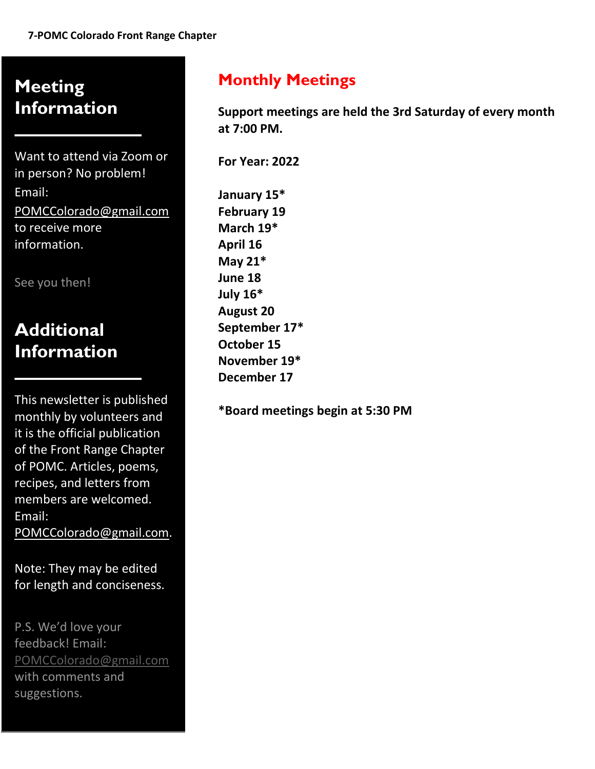## Meeting Information

Want to attend via Zoom or in person? No problem! Email: POMCColorado@gmail.com to receive more information.

See you then!

## Additional Information

This newsletter is published monthly by volunteers and it is the official publication of the Front Range Chapter of POMC. Articles, poems, recipes, and letters from members are welcomed. Email: POMCColorado@gmail.com.

Note: They may be edited for length and conciseness.

P.S. We'd love your feedback! Email: POMCColorado@gmail.com with comments and suggestions.

## Monthly Meetings

**Support meetings are held the 3rd Saturday of every month at 7:00 PM.**

**For Year: 2022**

**January 15***
**February 19**
**March 19***
**April 16**
**May 21***
**June 18**
**July 16***
**August 20**
**September 17***
**October 15**
**November 19***
**December 17**

***Board meetings begin at 5:30 PM**